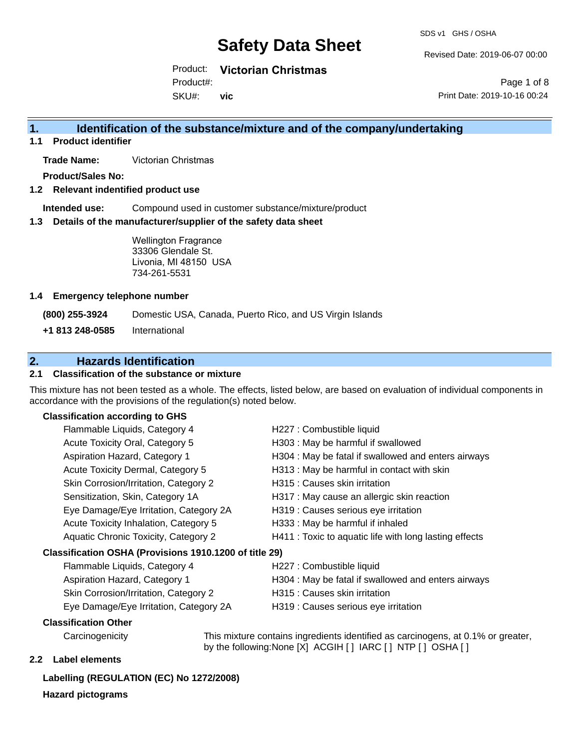# Safety Data Sheet

SDS v1 GHS / OSHA

Revised Date: 2019-06-07 00:00

Product: **Victorian Christmas**

Product#:

SKU#: **vic**

Print Date: 2019-10-16 00:24

## 1. Identification of the substance/mixture and of the company/undertaking

### 1.1 Product identifier

**Trade Name:** Victorian Christmas

**Product/Sales No:**

### 1.2 Relevant indentified product use

**Intended use:** Compound used in customer substance/mixture/product

### 1.3 Details of the manufacturer/supplier of the safety data sheet

Wellington Fragrance
33306 Glendale St.
Livonia, MI 48150 USA
734-261-5531

### 1.4 Emergency telephone number

**(800) 255-3924** Domestic USA, Canada, Puerto Rico, and US Virgin Islands

**+1 813 248-0585** International

## 2. Hazards Identification

### 2.1 Classification of the substance or mixture

This mixture has not been tested as a whole. The effects, listed below, are based on evaluation of individual components in accordance with the provisions of the regulation(s) noted below.

**Classification according to GHS**

| | |
|---|---|
| Flammable Liquids, Category 4 | H227 : Combustible liquid |
| Acute Toxicity Oral, Category 5 | H303 : May be harmful if swallowed |
| Aspiration Hazard, Category 1 | H304 : May be fatal if swallowed and enters airways |
| Acute Toxicity Dermal, Category 5 | H313 : May be harmful in contact with skin |
| Skin Corrosion/Irritation, Category 2 | H315 : Causes skin irritation |
| Sensitization, Skin, Category 1A | H317 : May cause an allergic skin reaction |
| Eye Damage/Eye Irritation, Category 2A | H319 : Causes serious eye irritation |
| Acute Toxicity Inhalation, Category 5 | H333 : May be harmful if inhaled |
| Aquatic Chronic Toxicity, Category 2 | H411 : Toxic to aquatic life with long lasting effects |

**Classification OSHA (Provisions 1910.1200 of title 29)**

| | |
|---|---|
| Flammable Liquids, Category 4 | H227 : Combustible liquid |
| Aspiration Hazard, Category 1 | H304 : May be fatal if swallowed and enters airways |
| Skin Corrosion/Irritation, Category 2 | H315 : Causes skin irritation |
| Eye Damage/Eye Irritation, Category 2A | H319 : Causes serious eye irritation |

**Classification Other**

Carcinogenicity: This mixture contains ingredients identified as carcinogens, at 0.1% or greater, by the following:None [X] ACGIH [ ] IARC [ ] NTP [ ] OSHA [ ]

### 2.2 Label elements

**Labelling (REGULATION (EC) No 1272/2008)**

**Hazard pictograms**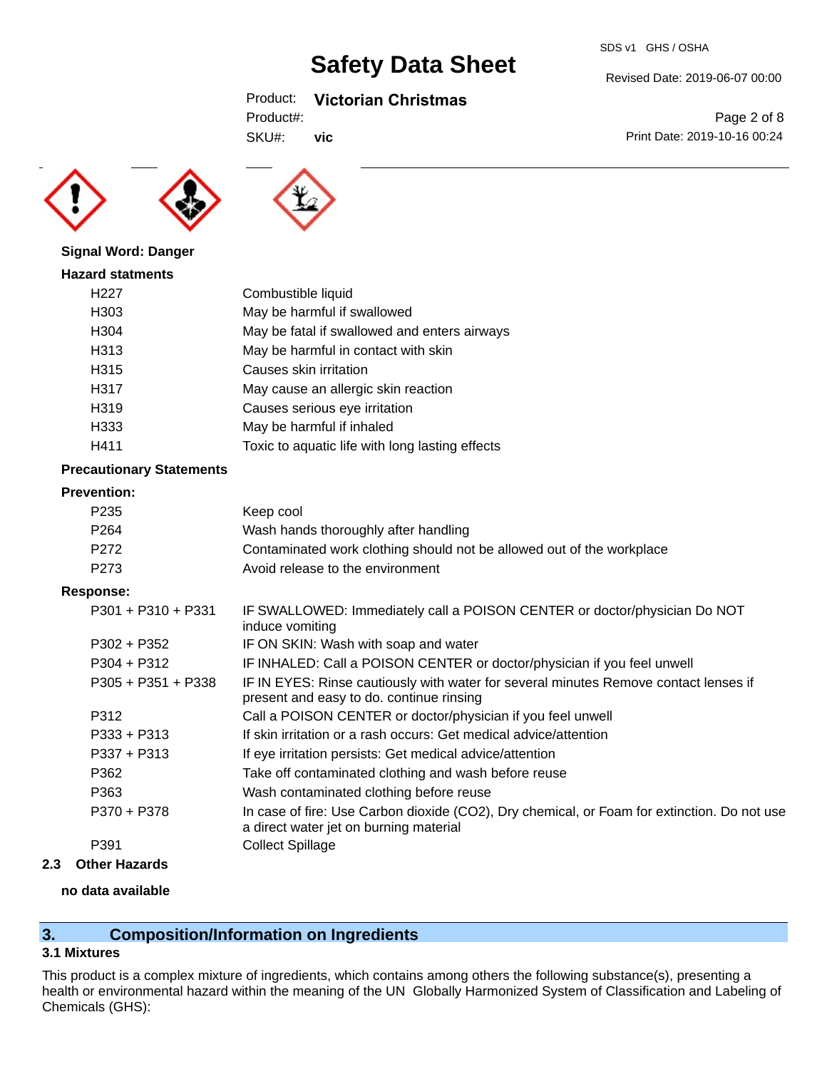**Signal Word: Danger**

**Hazard statments**

| | |
|---|---|
| H227 | Combustible liquid |
| H303 | May be harmful if swallowed |
| H304 | May be fatal if swallowed and enters airways |
| H313 | May be harmful in contact with skin |
| H315 | Causes skin irritation |
| H317 | May cause an allergic skin reaction |
| H319 | Causes serious eye irritation |
| H333 | May be harmful if inhaled |
| H411 | Toxic to aquatic life with long lasting effects |

**Precautionary Statements**

**Prevention:**

| | |
|---|---|
| P235 | Keep cool |
| P264 | Wash hands thoroughly after handling |
| P272 | Contaminated work clothing should not be allowed out of the workplace |
| P273 | Avoid release to the environment |

**Response:**

| | |
|---|---|
| P301 + P310 + P331 | IF SWALLOWED: Immediately call a POISON CENTER or doctor/physician Do NOT induce vomiting |
| P302 + P352 | IF ON SKIN: Wash with soap and water |
| P304 + P312 | IF INHALED: Call a POISON CENTER or doctor/physician if you feel unwell |
| P305 + P351 + P338 | IF IN EYES: Rinse cautiously with water for several minutes Remove contact lenses if present and easy to do. continue rinsing |
| P312 | Call a POISON CENTER or doctor/physician if you feel unwell |
| P333 + P313 | If skin irritation or a rash occurs: Get medical advice/attention |
| P337 + P313 | If eye irritation persists: Get medical advice/attention |
| P362 | Take off contaminated clothing and wash before reuse |
| P363 | Wash contaminated clothing before reuse |
| P370 + P378 | In case of fire: Use Carbon dioxide ($CO_2$), Dry chemical, or Foam for extinction. Do not use a direct water jet on burning material |
| P391 | Collect Spillage |

**2.3 Other Hazards**

**no data available**

## 3. Composition/Information on Ingredients

### 3.1 Mixtures

This product is a complex mixture of ingredients, which contains among others the following substance(s), presenting a health or environmental hazard within the meaning of the UN Globally Harmonized System of Classification and Labeling of Chemicals (GHS):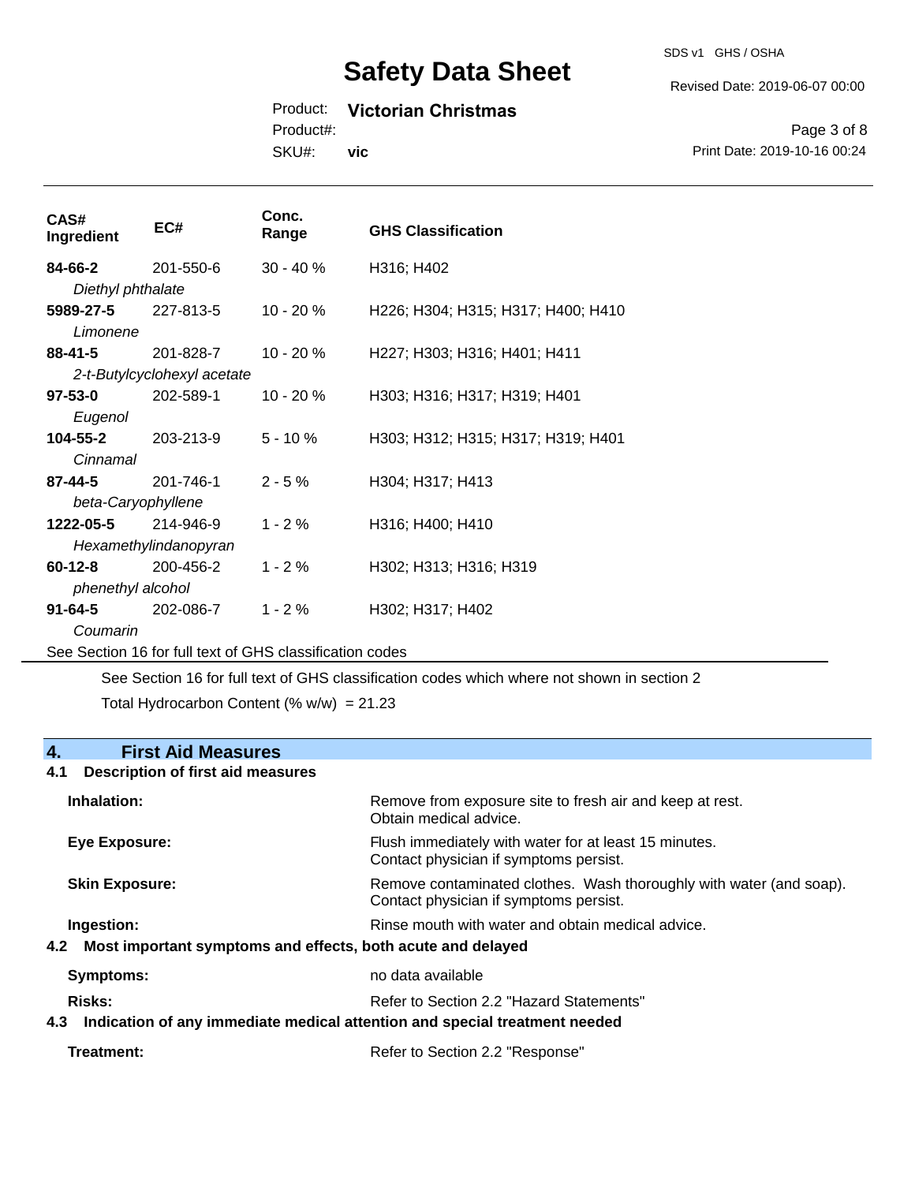| CAS# Ingredient | EC# | Conc. Range | GHS Classification |
|---|---|---|---|
| **84-66-2** *Diethyl phthalate* | 201-550-6 | 30 - 40 % | H316; H402 |
| **5989-27-5** *Limonene* | 227-813-5 | 10 - 20 % | H226; H304; H315; H317; H400; H410 |
| **88-41-5** *2-t-Butylcyclohexyl acetate* | 201-828-7 | 10 - 20 % | H227; H303; H316; H401; H411 |
| **97-53-0** *Eugenol* | 202-589-1 | 10 - 20 % | H303; H316; H317; H319; H401 |
| **104-55-2** *Cinnamal* | 203-213-9 | 5 - 10 % | H303; H312; H315; H317; H319; H401 |
| **87-44-5** *beta-Caryophyllene* | 201-746-1 | 2 - 5 % | H304; H317; H413 |
| **1222-05-5** *Hexamethylindanopyran* | 214-946-9 | 1 - 2 % | H316; H400; H410 |
| **60-12-8** *phenethyl alcohol* | 200-456-2 | 1 - 2 % | H302; H313; H316; H319 |
| **91-64-5** *Coumarin* | 202-086-7 | 1 - 2 % | H302; H317; H402 |

See Section 16 for full text of GHS classification codes

See Section 16 for full text of GHS classification codes which where not shown in section 2

Total Hydrocarbon Content (% w/w) = 21.23

## 4. First Aid Measures

### 4.1 Description of first aid measures

**Inhalation:** Remove from exposure site to fresh air and keep at rest. Obtain medical advice.

**Eye Exposure:** Flush immediately with water for at least 15 minutes. Contact physician if symptoms persist.

**Skin Exposure:** Remove contaminated clothes. Wash thoroughly with water (and soap). Contact physician if symptoms persist.

**Ingestion:** Rinse mouth with water and obtain medical advice.

### 4.2 Most important symptoms and effects, both acute and delayed

**Symptoms:** no data available

**Risks:** Refer to Section 2.2 "Hazard Statements"

### 4.3 Indication of any immediate medical attention and special treatment needed

**Treatment:** Refer to Section 2.2 "Response"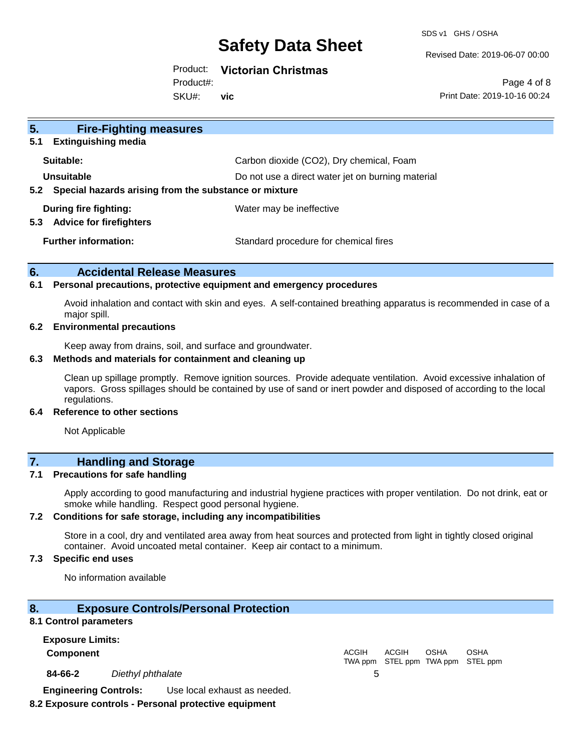## 5. Fire-Fighting measures

### 5.1 Extinguishing media

**Suitable:** Carbon dioxide ($CO_2$), Dry chemical, Foam

**Unsuitable** Do not use a direct water jet on burning material

### 5.2 Special hazards arising from the substance or mixture

**During fire fighting:** Water may be ineffective

### 5.3 Advice for firefighters

**Further information:** Standard procedure for chemical fires

## 6. Accidental Release Measures

### 6.1 Personal precautions, protective equipment and emergency procedures

Avoid inhalation and contact with skin and eyes. A self-contained breathing apparatus is recommended in case of a major spill.

### 6.2 Environmental precautions

Keep away from drains, soil, and surface and groundwater.

### 6.3 Methods and materials for containment and cleaning up

Clean up spillage promptly. Remove ignition sources. Provide adequate ventilation. Avoid excessive inhalation of vapors. Gross spillages should be contained by use of sand or inert powder and disposed of according to the local regulations.

### 6.4 Reference to other sections

Not Applicable

## 7. Handling and Storage

### 7.1 Precautions for safe handling

Apply according to good manufacturing and industrial hygiene practices with proper ventilation. Do not drink, eat or smoke while handling. Respect good personal hygiene.

### 7.2 Conditions for safe storage, including any incompatibilities

Store in a cool, dry and ventilated area away from heat sources and protected from light in tightly closed original container. Avoid uncoated metal container. Keep air contact to a minimum.

### 7.3 Specific end uses

No information available

## 8. Exposure Controls/Personal Protection

### 8.1 Control parameters

**Exposure Limits:**

| Component | | ACGIH TWA ppm | ACGIH STEL ppm | OSHA TWA ppm | OSHA STEL ppm |
|---|---|---|---|---|---|
| 84-66-2 | *Diethyl phthalate* | 5 | | | |

**Engineering Controls:** Use local exhaust as needed.

### 8.2 Exposure controls - Personal protective equipment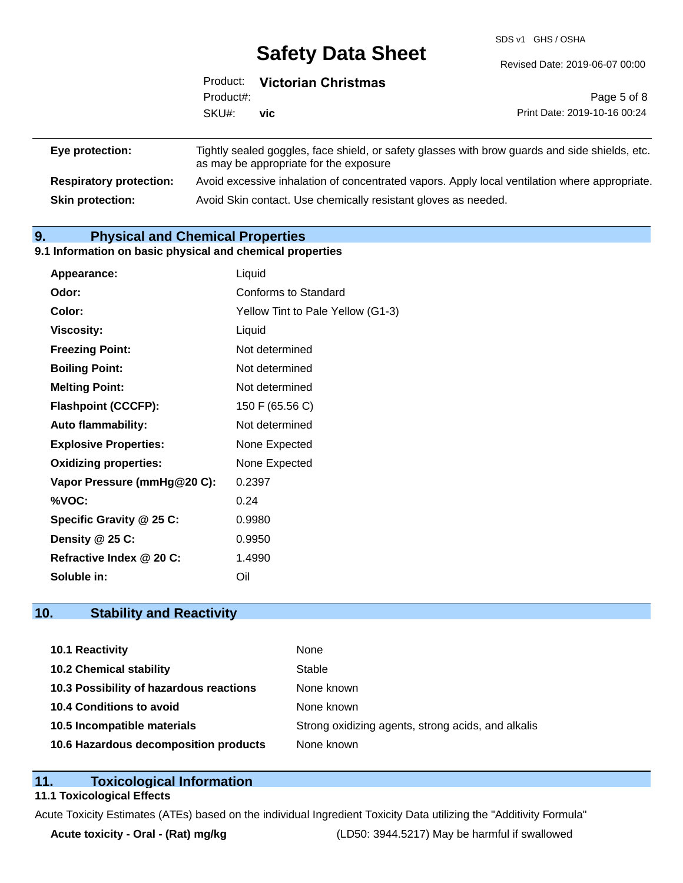| | |
|---|---|
| **Eye protection:** | Tightly sealed goggles, face shield, or safety glasses with brow guards and side shields, etc. as may be appropriate for the exposure |
| **Respiratory protection:** | Avoid excessive inhalation of concentrated vapors. Apply local ventilation where appropriate. |
| **Skin protection:** | Avoid Skin contact. Use chemically resistant gloves as needed. |

## 9. Physical and Chemical Properties

### 9.1 Information on basic physical and chemical properties

| | |
|---|---|
| **Appearance:** | Liquid |
| **Odor:** | Conforms to Standard |
| **Color:** | Yellow Tint to Pale Yellow (G1-3) |
| **Viscosity:** | Liquid |
| **Freezing Point:** | Not determined |
| **Boiling Point:** | Not determined |
| **Melting Point:** | Not determined |
| **Flashpoint (CCCFP):** | 150 F (65.56 C) |
| **Auto flammability:** | Not determined |
| **Explosive Properties:** | None Expected |
| **Oxidizing properties:** | None Expected |
| **Vapor Pressure (mmHg@20 C):** | 0.2397 |
| **%VOC:** | 0.24 |
| **Specific Gravity @ 25 C:** | 0.9980 |
| **Density @ 25 C:** | 0.9950 |
| **Refractive Index @ 20 C:** | 1.4990 |
| **Soluble in:** | Oil |

## 10. Stability and Reactivity

| | |
|---|---|
| **10.1 Reactivity** | None |
| **10.2 Chemical stability** | Stable |
| **10.3 Possibility of hazardous reactions** | None known |
| **10.4 Conditions to avoid** | None known |
| **10.5 Incompatible materials** | Strong oxidizing agents, strong acids, and alkalis |
| **10.6 Hazardous decomposition products** | None known |

## 11. Toxicological Information

### 11.1 Toxicological Effects

Acute Toxicity Estimates (ATEs) based on the individual Ingredient Toxicity Data utilizing the "Additivity Formula"

| | |
|---|---|
| **Acute toxicity - Oral - (Rat) mg/kg** | (LD50: 3944.5217) May be harmful if swallowed |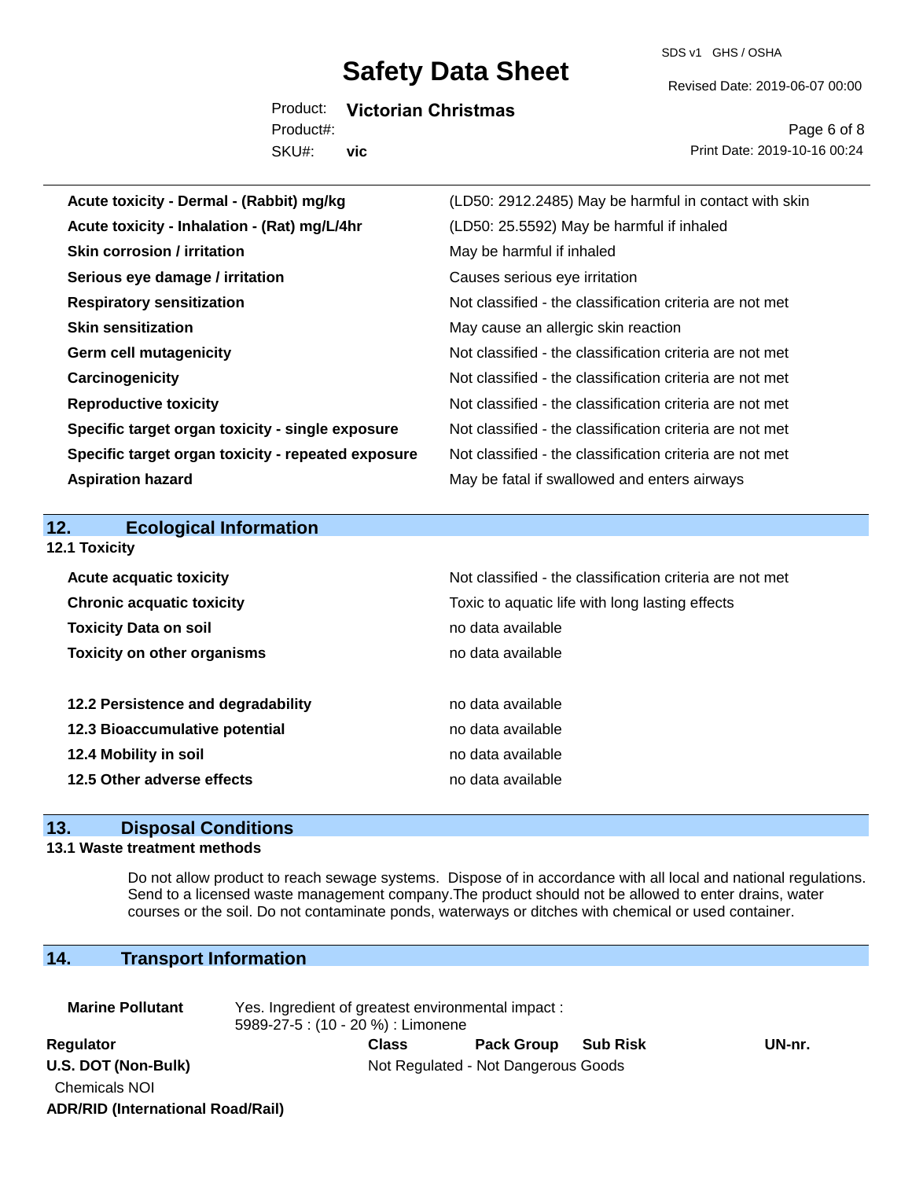| | |
|---|---|
| **Acute toxicity - Dermal - (Rabbit) mg/kg** | (LD50: 2912.2485) May be harmful in contact with skin |
| **Acute toxicity - Inhalation - (Rat) mg/L/4hr** | (LD50: 25.5592) May be harmful if inhaled |
| **Skin corrosion / irritation** | May be harmful if inhaled |
| **Serious eye damage / irritation** | Causes serious eye irritation |
| **Respiratory sensitization** | Not classified - the classification criteria are not met |
| **Skin sensitization** | May cause an allergic skin reaction |
| **Germ cell mutagenicity** | Not classified - the classification criteria are not met |
| **Carcinogenicity** | Not classified - the classification criteria are not met |
| **Reproductive toxicity** | Not classified - the classification criteria are not met |
| **Specific target organ toxicity - single exposure** | Not classified - the classification criteria are not met |
| **Specific target organ toxicity - repeated exposure** | Not classified - the classification criteria are not met |
| **Aspiration hazard** | May be fatal if swallowed and enters airways |

## 12. Ecological Information

### 12.1 Toxicity

| | |
|---|---|
| **Acute acquatic toxicity** | Not classified - the classification criteria are not met |
| **Chronic acquatic toxicity** | Toxic to aquatic life with long lasting effects |
| **Toxicity Data on soil** | no data available |
| **Toxicity on other organisms** | no data available |

| | |
|---|---|
| **12.2 Persistence and degradability** | no data available |
| **12.3 Bioaccumulative potential** | no data available |
| **12.4 Mobility in soil** | no data available |
| **12.5 Other adverse effects** | no data available |

## 13. Disposal Conditions

### 13.1 Waste treatment methods

Do not allow product to reach sewage systems. Dispose of in accordance with all local and national regulations. Send to a licensed waste management company.The product should not be allowed to enter drains, water courses or the soil. Do not contaminate ponds, waterways or ditches with chemical or used container.

## 14. Transport Information

**Marine Pollutant** Yes. Ingredient of greatest environmental impact : 5989-27-5 : (10 - 20 %) : Limonene

| Regulator | Class | Pack Group | Sub Risk | UN-nr. |
|---|---|---|---|---|
| **U.S. DOT (Non-Bulk)** | Not Regulated - Not Dangerous Goods | | | |
| Chemicals NOI | | | | |
| **ADR/RID (International Road/Rail)** | | | | |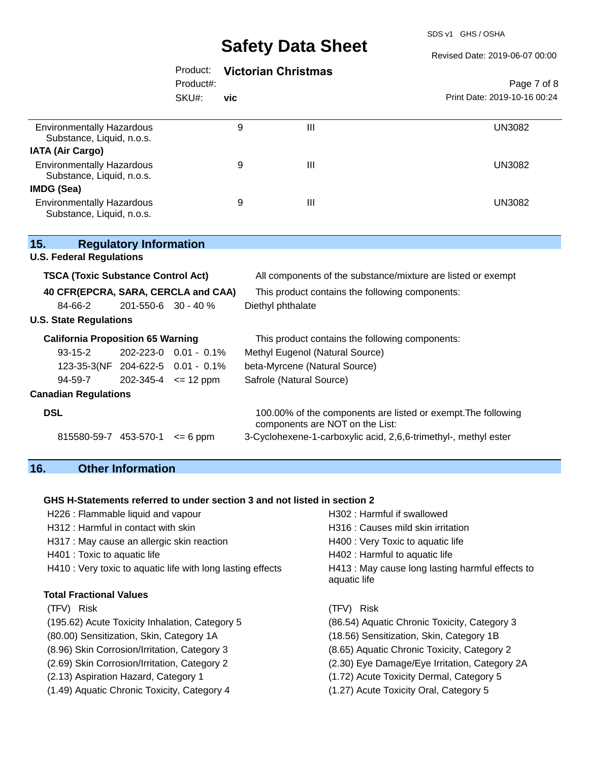| | | | |
|---|---|---|---|
| Environmentally Hazardous Substance, Liquid, n.o.s. | 9 | III | UN3082 |
| **IATA (Air Cargo)** | | | |
| Environmentally Hazardous Substance, Liquid, n.o.s. | 9 | III | UN3082 |
| **IMDG (Sea)** | | | |
| Environmentally Hazardous Substance, Liquid, n.o.s. | 9 | III | UN3082 |

## 15. Regulatory Information

**U.S. Federal Regulations**

**TSCA (Toxic Substance Control Act)** — All components of the substance/mixture are listed or exempt

**40 CFR(EPCRA, SARA, CERCLA and CAA)** — This product contains the following components:

| | | | |
|---|---|---|---|
| 84-66-2 | 201-550-6 | 30 - 40 % | Diethyl phthalate |

**U.S. State Regulations**

**California Proposition 65 Warning** — This product contains the following components:

| | | | |
|---|---|---|---|
| 93-15-2 | 202-223-0 | 0.01 - 0.1% | Methyl Eugenol (Natural Source) |
| 123-35-3(NF | 204-622-5 | 0.01 - 0.1% | beta-Myrcene (Natural Source) |
| 94-59-7 | 202-345-4 | <= 12 ppm | Safrole (Natural Source) |

**Canadian Regulations**

**DSL** — 100.00% of the components are listed or exempt.The following components are NOT on the List:

| | | | |
|---|---|---|---|
| 815580-59-7 | 453-570-1 | <= 6 ppm | 3-Cyclohexene-1-carboxylic acid, 2,6,6-trimethyl-, methyl ester |

## 16. Other Information

**GHS H-Statements referred to under section 3 and not listed in section 2**

- H226 : Flammable liquid and vapour
- H302 : Harmful if swallowed
- H312 : Harmful in contact with skin
- H316 : Causes mild skin irritation
- H317 : May cause an allergic skin reaction
- H400 : Very Toxic to aquatic life
- H401 : Toxic to aquatic life
- H402 : Harmful to aquatic life
- H410 : Very toxic to aquatic life with long lasting effects
- H413 : May cause long lasting harmful effects to aquatic life

**Total Fractional Values**

| (TFV) Risk | (TFV) Risk |
|---|---|
| (195.62) Acute Toxicity Inhalation, Category 5 | (86.54) Aquatic Chronic Toxicity, Category 3 |
| (80.00) Sensitization, Skin, Category 1A | (18.56) Sensitization, Skin, Category 1B |
| (8.96) Skin Corrosion/Irritation, Category 3 | (8.65) Aquatic Chronic Toxicity, Category 2 |
| (2.69) Skin Corrosion/Irritation, Category 2 | (2.30) Eye Damage/Eye Irritation, Category 2A |
| (2.13) Aspiration Hazard, Category 1 | (1.72) Acute Toxicity Dermal, Category 5 |
| (1.49) Aquatic Chronic Toxicity, Category 4 | (1.27) Acute Toxicity Oral, Category 5 |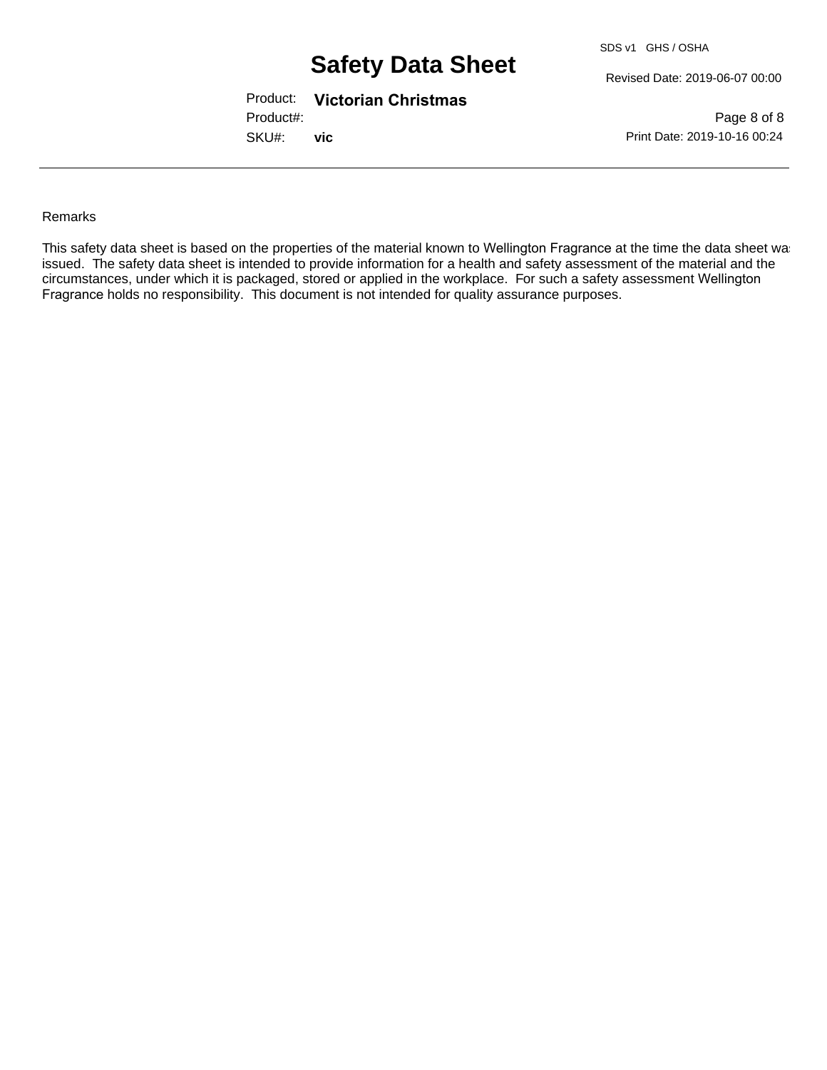Remarks

This safety data sheet is based on the properties of the material known to Wellington Fragrance at the time the data sheet was issued. The safety data sheet is intended to provide information for a health and safety assessment of the material and the circumstances, under which it is packaged, stored or applied in the workplace. For such a safety assessment Wellington Fragrance holds no responsibility. This document is not intended for quality assurance purposes.